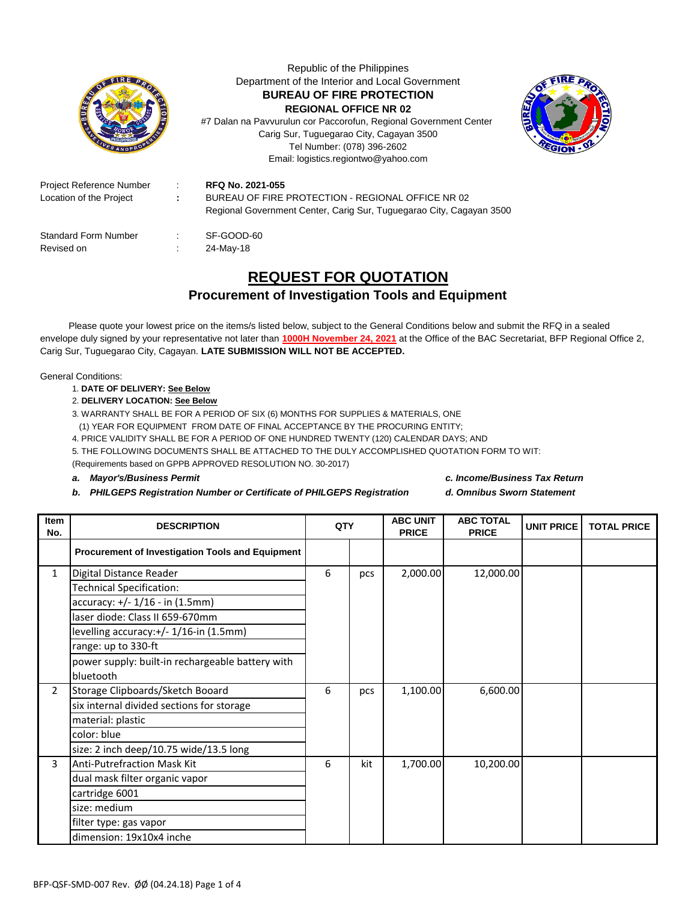Republic of the Philippines
Department of the Interior and Local Government
**BUREAU OF FIRE PROTECTION**
**REGIONAL OFFICE NR 02**
#7 Dalan na Pavvurulun cor Paccorofun, Regional Government Center
Carig Sur, Tuguegarao City, Cagayan 3500
Tel Number: (078) 396-2602
Email: logistics.regiontwo@yahoo.com

| | | |
|---|---|---|
| Project Reference Number | : | **RFQ No. 2021-055** |
| Location of the Project | : | BUREAU OF FIRE PROTECTION - REGIONAL OFFICE NR 02<br>Regional Government Center, Carig Sur, Tuguegarao City, Cagayan 3500 |
| Standard Form Number | : | SF-GOOD-60 |
| Revised on | : | 24-May-18 |

# REQUEST FOR QUOTATION

## Procurement of Investigation Tools and Equipment

Please quote your lowest price on the items/s listed below, subject to the General Conditions below and submit the RFQ in a sealed envelope duly signed by your representative not later than **1000H November 24, 2021** at the Office of the BAC Secretariat, BFP Regional Office 2, Carig Sur, Tuguegarao City, Cagayan. **LATE SUBMISSION WILL NOT BE ACCEPTED.**

General Conditions:

1. **DATE OF DELIVERY: See Below**
2. **DELIVERY LOCATION: See Below**
3. WARRANTY SHALL BE FOR A PERIOD OF SIX (6) MONTHS FOR SUPPLIES & MATERIALS, ONE (1) YEAR FOR EQUIPMENT FROM DATE OF FINAL ACCEPTANCE BY THE PROCURING ENTITY;
4. PRICE VALIDITY SHALL BE FOR A PERIOD OF ONE HUNDRED TWENTY (120) CALENDAR DAYS; AND
5. THE FOLLOWING DOCUMENTS SHALL BE ATTACHED TO THE DULY ACCOMPLISHED QUOTATION FORM TO WIT:
   (Requirements based on GPPB APPROVED RESOLUTION NO. 30-2017)

   ***a. Mayor's/Business Permit***
   ***b. PHILGEPS Registration Number or Certificate of PHILGEPS Registration***
   ***c. Income/Business Tax Return***
   ***d. Omnibus Sworn Statement***

| Item No. | DESCRIPTION | QTY | | ABC UNIT PRICE | ABC TOTAL PRICE | UNIT PRICE | TOTAL PRICE |
|---|---|---|---|---|---|---|---|
| | **Procurement of Investigation Tools and Equipment** | | | | | | |
| 1 | Digital Distance Reader | 6 | pcs | 2,000.00 | 12,000.00 | | |
| | Technical Specification: | | | | | | |
| | accuracy: +/- 1/16 - in (1.5mm) | | | | | | |
| | laser diode: Class II 659-670mm | | | | | | |
| | levelling accuracy:+/- 1/16-in (1.5mm) | | | | | | |
| | range: up to 330-ft | | | | | | |
| | power supply: built-in rechargeable battery with bluetooth | | | | | | |
| 2 | Storage Clipboards/Sketch Booard | 6 | pcs | 1,100.00 | 6,600.00 | | |
| | six internal divided sections for storage | | | | | | |
| | material: plastic | | | | | | |
| | color: blue | | | | | | |
| | size: 2 inch deep/10.75 wide/13.5 long | | | | | | |
| 3 | Anti-Putrefraction Mask Kit | 6 | kit | 1,700.00 | 10,200.00 | | |
| | dual mask filter organic vapor | | | | | | |
| | cartridge 6001 | | | | | | |
| | size: medium | | | | | | |
| | filter type: gas vapor | | | | | | |
| | dimension: 19x10x4 inche | | | | | | |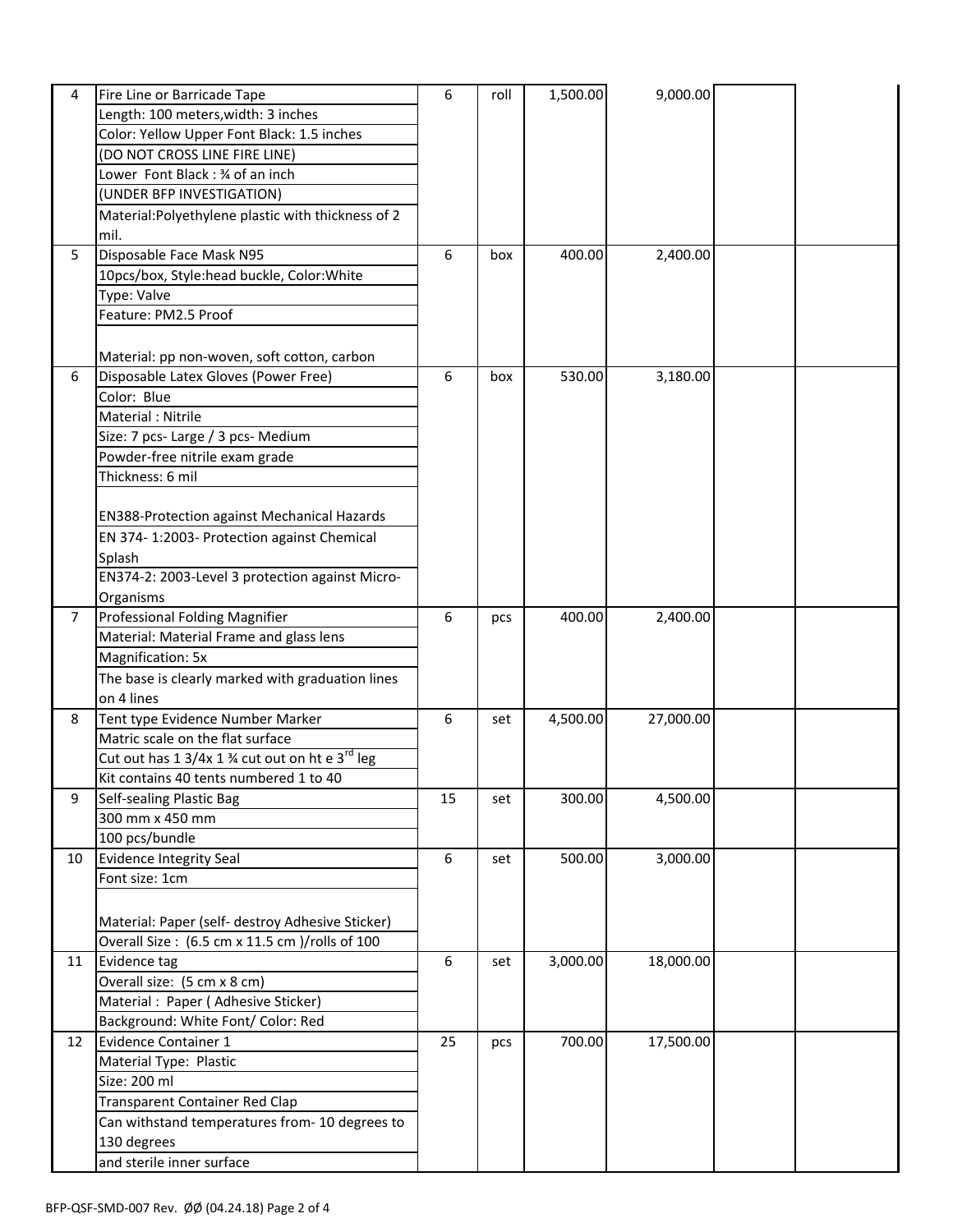| | | | | | | | |
|---|---|---|---|---|---|---|---|
| 4 | Fire Line or Barricade Tape<br>Length: 100 meters,width: 3 inches<br>Color: Yellow Upper Font Black: 1.5 inches<br>(DO NOT CROSS LINE FIRE LINE)<br>Lower Font Black : ¾ of an inch<br>(UNDER BFP INVESTIGATION)<br>Material:Polyethylene plastic with thickness of 2 mil. | 6 | roll | 1,500.00 | 9,000.00 | | |
| 5 | Disposable Face Mask N95<br>10pcs/box, Style:head buckle, Color:White<br>Type: Valve<br>Feature: PM2.5 Proof<br><br>Material: pp non-woven, soft cotton, carbon | 6 | box | 400.00 | 2,400.00 | | |
| 6 | Disposable Latex Gloves (Power Free)<br>Color: Blue<br>Material : Nitrile<br>Size: 7 pcs- Large / 3 pcs- Medium<br>Powder-free nitrile exam grade<br>Thickness: 6 mil<br><br>EN388-Protection against Mechanical Hazards<br>EN 374- 1:2003- Protection against Chemical Splash<br>EN374-2: 2003-Level 3 protection against Micro-Organisms | 6 | box | 530.00 | 3,180.00 | | |
| 7 | Professional Folding Magnifier<br>Material: Material Frame and glass lens<br>Magnification: 5x<br>The base is clearly marked with graduation lines on 4 lines | 6 | pcs | 400.00 | 2,400.00 | | |
| 8 | Tent type Evidence Number Marker<br>Matric scale on the flat surface<br>Cut out has 1 3/4x 1 ¾ cut out on ht e 3rd leg<br>Kit contains 40 tents numbered 1 to 40 | 6 | set | 4,500.00 | 27,000.00 | | |
| 9 | Self-sealing Plastic Bag<br>300 mm x 450 mm<br>100 pcs/bundle | 15 | set | 300.00 | 4,500.00 | | |
| 10 | Evidence Integrity Seal<br>Font size: 1cm<br><br>Material: Paper (self- destroy Adhesive Sticker)<br>Overall Size : (6.5 cm x 11.5 cm )/rolls of 100 | 6 | set | 500.00 | 3,000.00 | | |
| 11 | Evidence tag<br>Overall size: (5 cm x 8 cm)<br>Material : Paper ( Adhesive Sticker)<br>Background: White Font/ Color: Red | 6 | set | 3,000.00 | 18,000.00 | | |
| 12 | Evidence Container 1<br>Material Type: Plastic<br>Size: 200 ml<br>Transparent Container Red Clap<br>Can withstand temperatures from- 10 degrees to 130 degrees<br>and sterile inner surface | 25 | pcs | 700.00 | 17,500.00 | | |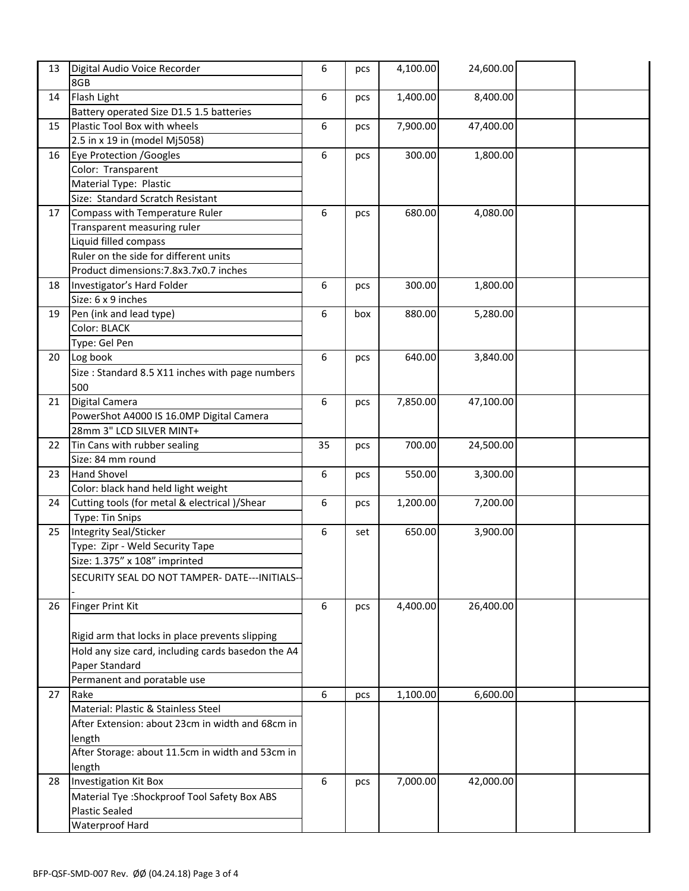| | | | | | | | |
|---|---|---|---|---|---|---|---|
| 13 | Digital Audio Voice Recorder<br>8GB | 6 | pcs | 4,100.00 | 24,600.00 | | |
| 14 | Flash Light<br>Battery operated Size D1.5 1.5 batteries | 6 | pcs | 1,400.00 | 8,400.00 | | |
| 15 | Plastic Tool Box with wheels<br>2.5 in x 19 in (model Mj5058) | 6 | pcs | 7,900.00 | 47,400.00 | | |
| 16 | Eye Protection /Googles<br>Color: Transparent<br>Material Type: Plastic<br>Size: Standard Scratch Resistant | 6 | pcs | 300.00 | 1,800.00 | | |
| 17 | Compass with Temperature Ruler<br>Transparent measuring ruler<br>Liquid filled compass<br>Ruler on the side for different units<br>Product dimensions:7.8x3.7x0.7 inches | 6 | pcs | 680.00 | 4,080.00 | | |
| 18 | Investigator's Hard Folder<br>Size: 6 x 9 inches | 6 | pcs | 300.00 | 1,800.00 | | |
| 19 | Pen (ink and lead type)<br>Color: BLACK<br>Type: Gel Pen | 6 | box | 880.00 | 5,280.00 | | |
| 20 | Log book<br>Size : Standard 8.5 X11 inches with page numbers 500 | 6 | pcs | 640.00 | 3,840.00 | | |
| 21 | Digital Camera<br>PowerShot A4000 IS 16.0MP Digital Camera<br>28mm 3" LCD SILVER MINT+ | 6 | pcs | 7,850.00 | 47,100.00 | | |
| 22 | Tin Cans with rubber sealing<br>Size: 84 mm round | 35 | pcs | 700.00 | 24,500.00 | | |
| 23 | Hand Shovel<br>Color: black hand held light weight | 6 | pcs | 550.00 | 3,300.00 | | |
| 24 | Cutting tools (for metal & electrical )/Shear<br>Type: Tin Snips | 6 | pcs | 1,200.00 | 7,200.00 | | |
| 25 | Integrity Seal/Sticker<br>Type: Zipr - Weld Security Tape<br>Size: 1.375" x 108" imprinted<br>SECURITY SEAL DO NOT TAMPER- DATE---INITIALS--- | 6 | set | 650.00 | 3,900.00 | | |
| 26 | Finger Print Kit<br><br>Rigid arm that locks in place prevents slipping<br>Hold any size card, including cards basedon the A4 Paper Standard<br>Permanent and poratable use | 6 | pcs | 4,400.00 | 26,400.00 | | |
| 27 | Rake<br>Material: Plastic & Stainless Steel<br>After Extension: about 23cm in width and 68cm in length<br>After Storage: about 11.5cm in width and 53cm in length | 6 | pcs | 1,100.00 | 6,600.00 | | |
| 28 | Investigation Kit Box<br>Material Tye :Shockproof Tool Safety Box ABS Plastic Sealed<br>Waterproof Hard | 6 | pcs | 7,000.00 | 42,000.00 | | |

BFP-QSF-SMD-007 Rev. ØØ (04.24.18)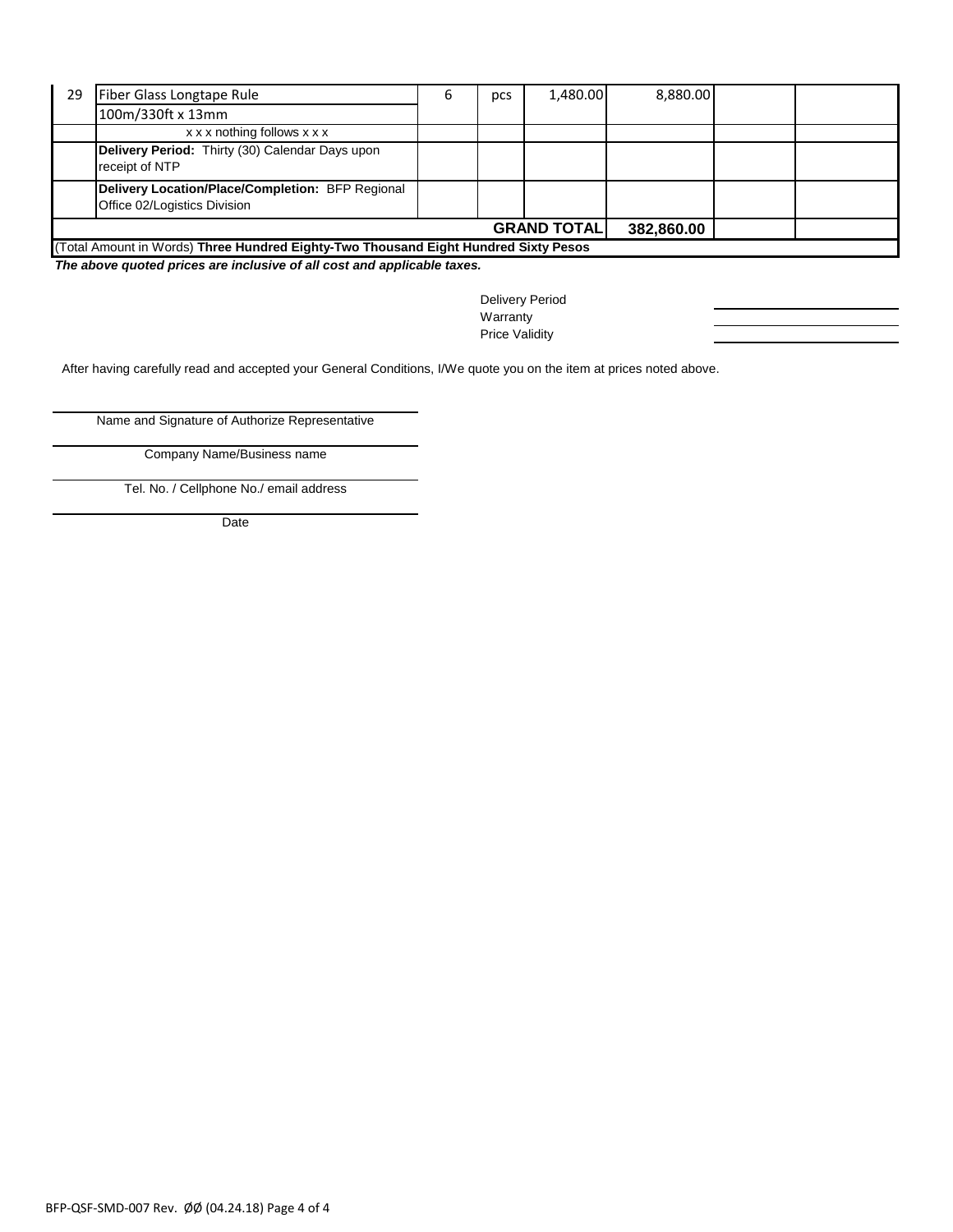| | | | | | | | |
|---|---|---|---|---|---|---|---|
| 29 | Fiber Glass Longtape Rule<br>100m/330ft x 13mm | 6 | pcs | 1,480.00 | 8,880.00 | | |
| | x x x nothing follows x x x | | | | | | |
| | **Delivery Period:** Thirty (30) Calendar Days upon receipt of NTP | | | | | | |
| | **Delivery Location/Place/Completion:** BFP Regional Office 02/Logistics Division | | | | | | |
| | | | | **GRAND TOTAL** | **382,860.00** | | |
| (Total Amount in Words) **Three Hundred Eighty-Two Thousand Eight Hundred Sixty Pesos** | | | | | | | |

***The above quoted prices are inclusive of all cost and applicable taxes.***

Delivery Period ____________________

Warranty ____________________

Price Validity ____________________

After having carefully read and accepted your General Conditions, I/We quote you on the item at prices noted above.

____________________________________
Name and Signature of Authorize Representative

____________________________________
Company Name/Business name

____________________________________
Tel. No. / Cellphone No./ email address

____________________________________
Date

BFP-QSF-SMD-007 Rev. ØØ (04.24.18)